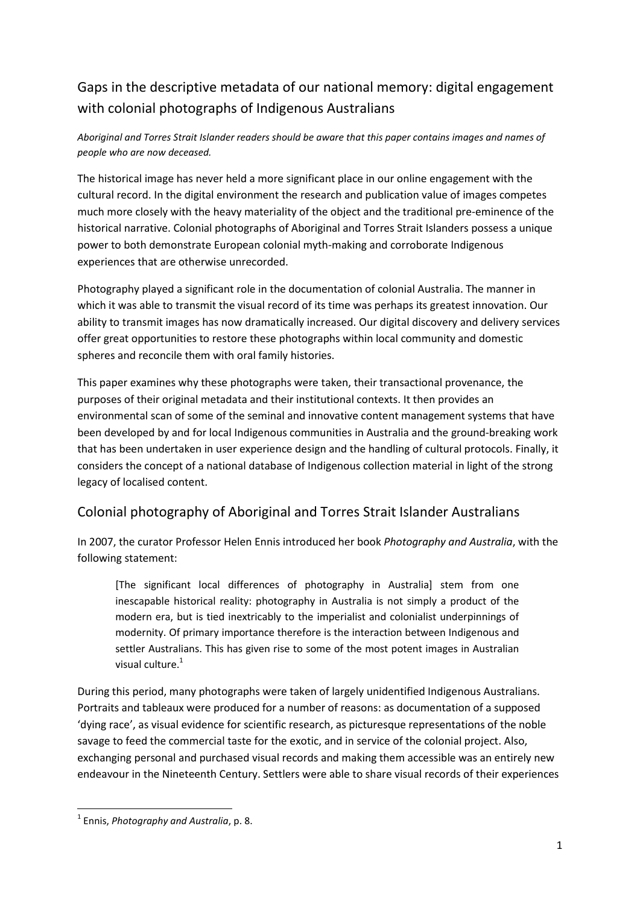# Gaps in the descriptive metadata of our national memory: digital engagement with colonial photographs of Indigenous Australians

*Aboriginal and Torres Strait Islander readers should be aware that this paper contains images and names of people who are now deceased.*

The historical image has never held a more significant place in our online engagement with the cultural record. In the digital environment the research and publication value of images competes much more closely with the heavy materiality of the object and the traditional pre-eminence of the historical narrative. Colonial photographs of Aboriginal and Torres Strait Islanders possess a unique power to both demonstrate European colonial myth-making and corroborate Indigenous experiences that are otherwise unrecorded.

Photography played a significant role in the documentation of colonial Australia. The manner in which it was able to transmit the visual record of its time was perhaps its greatest innovation. Our ability to transmit images has now dramatically increased. Our digital discovery and delivery services offer great opportunities to restore these photographs within local community and domestic spheres and reconcile them with oral family histories.

This paper examines why these photographs were taken, their transactional provenance, the purposes of their original metadata and their institutional contexts. It then provides an environmental scan of some of the seminal and innovative content management systems that have been developed by and for local Indigenous communities in Australia and the ground-breaking work that has been undertaken in user experience design and the handling of cultural protocols. Finally, it considers the concept of a national database of Indigenous collection material in light of the strong legacy of localised content.

## Colonial photography of Aboriginal and Torres Strait Islander Australians

In 2007, the curator Professor Helen Ennis introduced her book *Photography and Australia*, with the following statement:

> [The significant local differences of photography in Australia] stem from one inescapable historical reality: photography in Australia is not simply a product of the modern era, but is tied inextricably to the imperialist and colonialist underpinnings of modernity. Of primary importance therefore is the interaction between Indigenous and settler Australians. This has given rise to some of the most potent images in Australian visual culture.[1]

During this period, many photographs were taken of largely unidentified Indigenous Australians. Portraits and tableaux were produced for a number of reasons: as documentation of a supposed 'dying race', as visual evidence for scientific research, as picturesque representations of the noble savage to feed the commercial taste for the exotic, and in service of the colonial project. Also, exchanging personal and purchased visual records and making them accessible was an entirely new endeavour in the Nineteenth Century. Settlers were able to share visual records of their experiences

[1] Ennis, *Photography and Australia*, p. 8.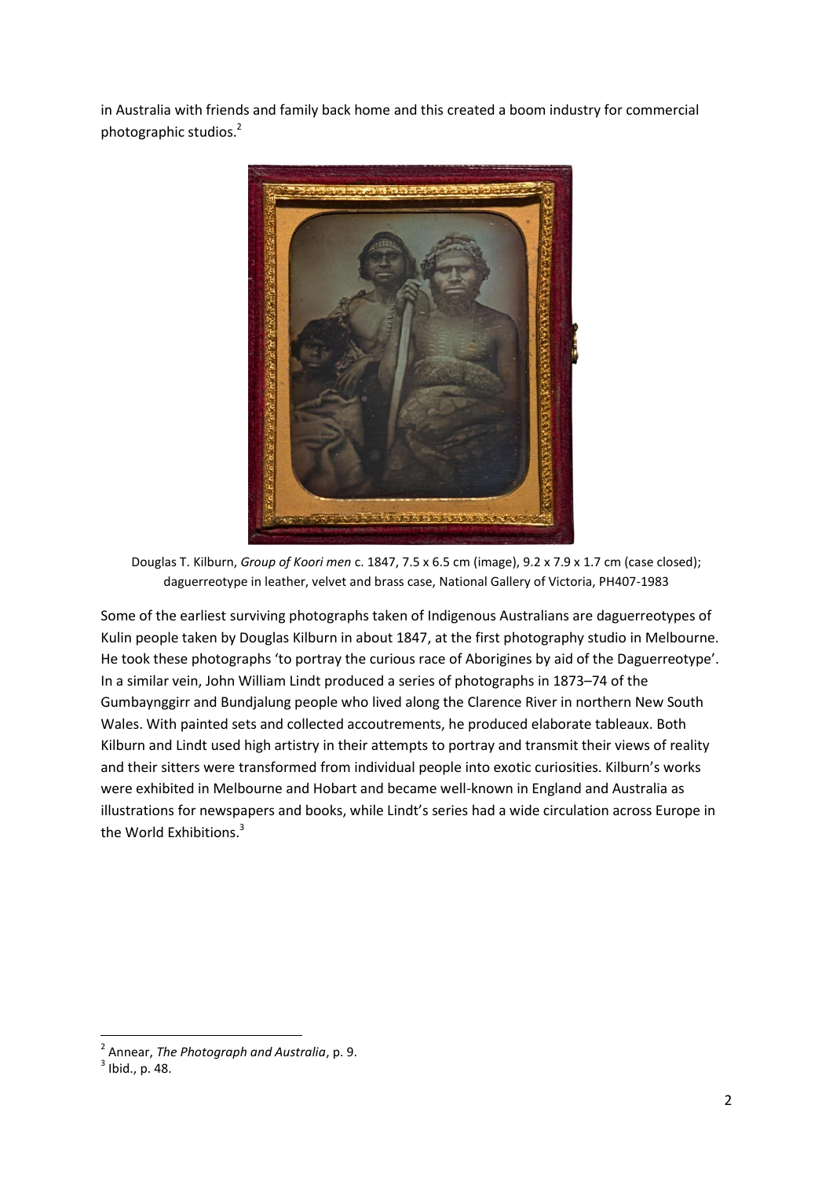in Australia with friends and family back home and this created a boom industry for commercial photographic studios.[2]

Douglas T. Kilburn, *Group of Koori men* c. 1847, 7.5 x 6.5 cm (image), 9.2 x 7.9 x 1.7 cm (case closed); daguerreotype in leather, velvet and brass case, National Gallery of Victoria, PH407-1983

Some of the earliest surviving photographs taken of Indigenous Australians are daguerreotypes of Kulin people taken by Douglas Kilburn in about 1847, at the first photography studio in Melbourne. He took these photographs 'to portray the curious race of Aborigines by aid of the Daguerreotype'. In a similar vein, John William Lindt produced a series of photographs in 1873–74 of the Gumbaynggirr and Bundjalung people who lived along the Clarence River in northern New South Wales. With painted sets and collected accoutrements, he produced elaborate tableaux. Both Kilburn and Lindt used high artistry in their attempts to portray and transmit their views of reality and their sitters were transformed from individual people into exotic curiosities. Kilburn's works were exhibited in Melbourne and Hobart and became well-known in England and Australia as illustrations for newspapers and books, while Lindt's series had a wide circulation across Europe in the World Exhibitions.[3]

---

[2] Annear, *The Photograph and Australia*, p. 9.

[3] Ibid., p. 48.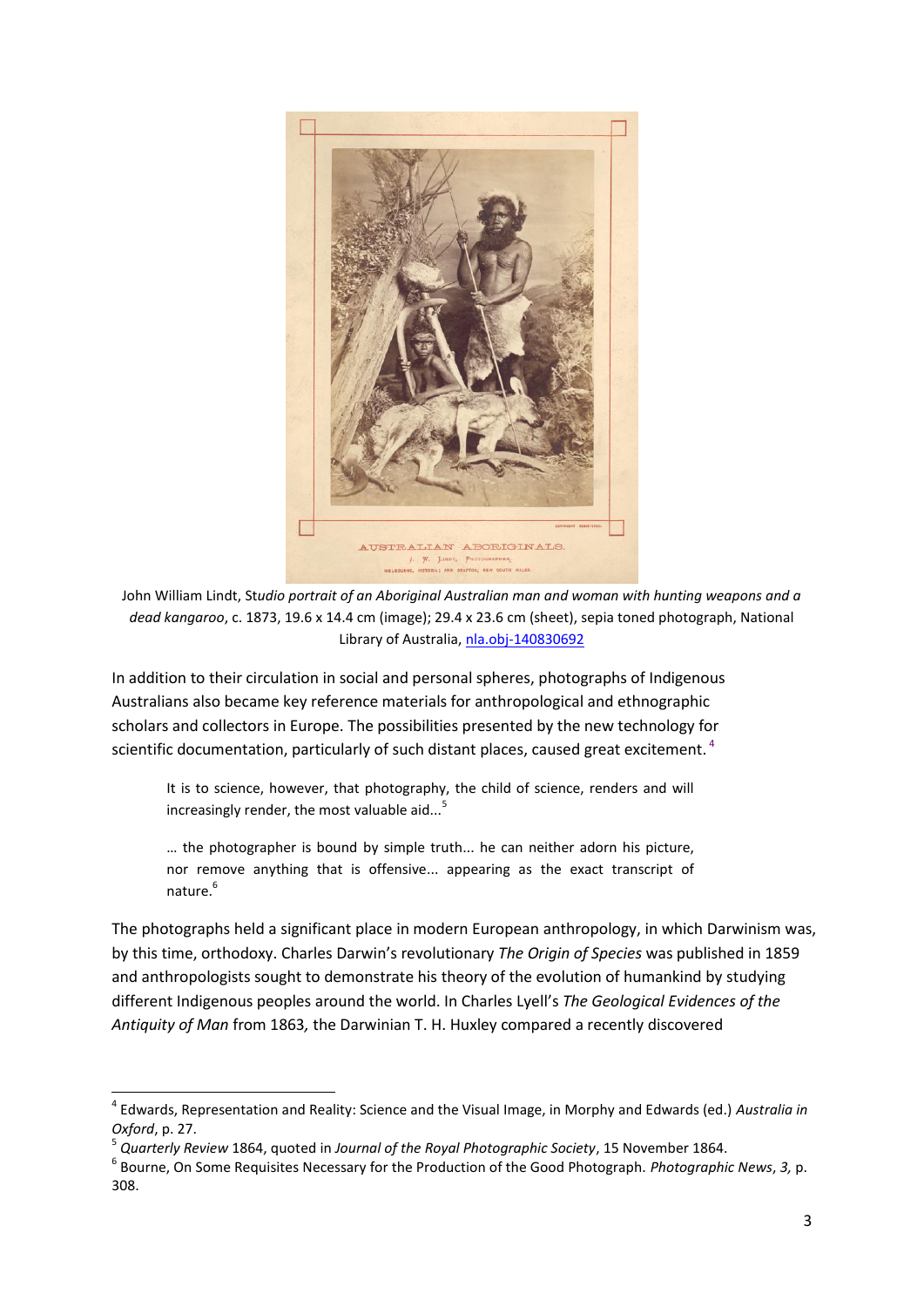John William Lindt, St*udio portrait of an Aboriginal Australian man and woman with hunting weapons and a dead kangaroo*, c. 1873, 19.6 x 14.4 cm (image); 29.4 x 23.6 cm (sheet), sepia toned photograph, National Library of Australia, nla.obj-140830692

In addition to their circulation in social and personal spheres, photographs of Indigenous Australians also became key reference materials for anthropological and ethnographic scholars and collectors in Europe. The possibilities presented by the new technology for scientific documentation, particularly of such distant places, caused great excitement.[4]

> It is to science, however, that photography, the child of science, renders and will increasingly render, the most valuable aid...[5]

> … the photographer is bound by simple truth... he can neither adorn his picture, nor remove anything that is offensive... appearing as the exact transcript of nature.[6]

The photographs held a significant place in modern European anthropology, in which Darwinism was, by this time, orthodoxy. Charles Darwin's revolutionary *The Origin of Species* was published in 1859 and anthropologists sought to demonstrate his theory of the evolution of humankind by studying different Indigenous peoples around the world. In Charles Lyell's *The Geological Evidences of the Antiquity of Man* from 1863*,* the Darwinian T. H. Huxley compared a recently discovered

---

[4] Edwards, Representation and Reality: Science and the Visual Image, in Morphy and Edwards (ed.) *Australia in Oxford*, p. 27.

[5] *Quarterly Review* 1864, quoted in *Journal of the Royal Photographic Society*, 15 November 1864.

[6] Bourne, On Some Requisites Necessary for the Production of the Good Photograph. *Photographic News*, *3,* p. 308.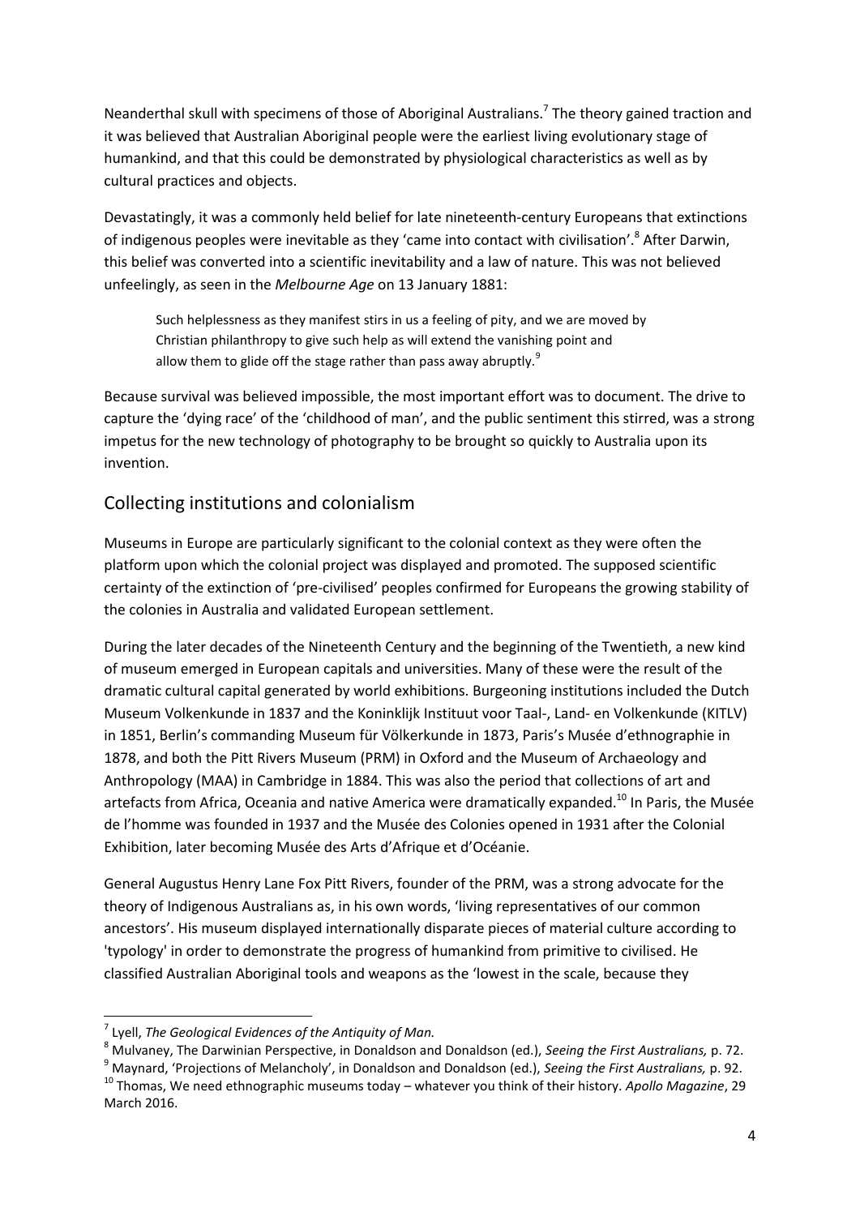Neanderthal skull with specimens of those of Aboriginal Australians.[7] The theory gained traction and it was believed that Australian Aboriginal people were the earliest living evolutionary stage of humankind, and that this could be demonstrated by physiological characteristics as well as by cultural practices and objects.

Devastatingly, it was a commonly held belief for late nineteenth-century Europeans that extinctions of indigenous peoples were inevitable as they 'came into contact with civilisation'.[8] After Darwin, this belief was converted into a scientific inevitability and a law of nature. This was not believed unfeelingly, as seen in the *Melbourne Age* on 13 January 1881:

> Such helplessness as they manifest stirs in us a feeling of pity, and we are moved by Christian philanthropy to give such help as will extend the vanishing point and allow them to glide off the stage rather than pass away abruptly.[9]

Because survival was believed impossible, the most important effort was to document. The drive to capture the 'dying race' of the 'childhood of man', and the public sentiment this stirred, was a strong impetus for the new technology of photography to be brought so quickly to Australia upon its invention.

## Collecting institutions and colonialism

Museums in Europe are particularly significant to the colonial context as they were often the platform upon which the colonial project was displayed and promoted. The supposed scientific certainty of the extinction of 'pre-civilised' peoples confirmed for Europeans the growing stability of the colonies in Australia and validated European settlement.

During the later decades of the Nineteenth Century and the beginning of the Twentieth, a new kind of museum emerged in European capitals and universities. Many of these were the result of the dramatic cultural capital generated by world exhibitions. Burgeoning institutions included the Dutch Museum Volkenkunde in 1837 and the Koninklijk Instituut voor Taal-, Land- en Volkenkunde (KITLV) in 1851, Berlin's commanding Museum für Völkerkunde in 1873, Paris's Musée d'ethnographie in 1878, and both the Pitt Rivers Museum (PRM) in Oxford and the Museum of Archaeology and Anthropology (MAA) in Cambridge in 1884. This was also the period that collections of art and artefacts from Africa, Oceania and native America were dramatically expanded.[10] In Paris, the Musée de l'homme was founded in 1937 and the Musée des Colonies opened in 1931 after the Colonial Exhibition, later becoming Musée des Arts d'Afrique et d'Océanie.

General Augustus Henry Lane Fox Pitt Rivers, founder of the PRM, was a strong advocate for the theory of Indigenous Australians as, in his own words, 'living representatives of our common ancestors'. His museum displayed internationally disparate pieces of material culture according to 'typology' in order to demonstrate the progress of humankind from primitive to civilised. He classified Australian Aboriginal tools and weapons as the 'lowest in the scale, because they

---

[7] Lyell, *The Geological Evidences of the Antiquity of Man.*

[8] Mulvaney, The Darwinian Perspective, in Donaldson and Donaldson (ed.), *Seeing the First Australians,* p. 72.

[9] Maynard, 'Projections of Melancholy', in Donaldson and Donaldson (ed.), *Seeing the First Australians,* p. 92.

[10] Thomas, We need ethnographic museums today – whatever you think of their history. *Apollo Magazine*, 29 March 2016.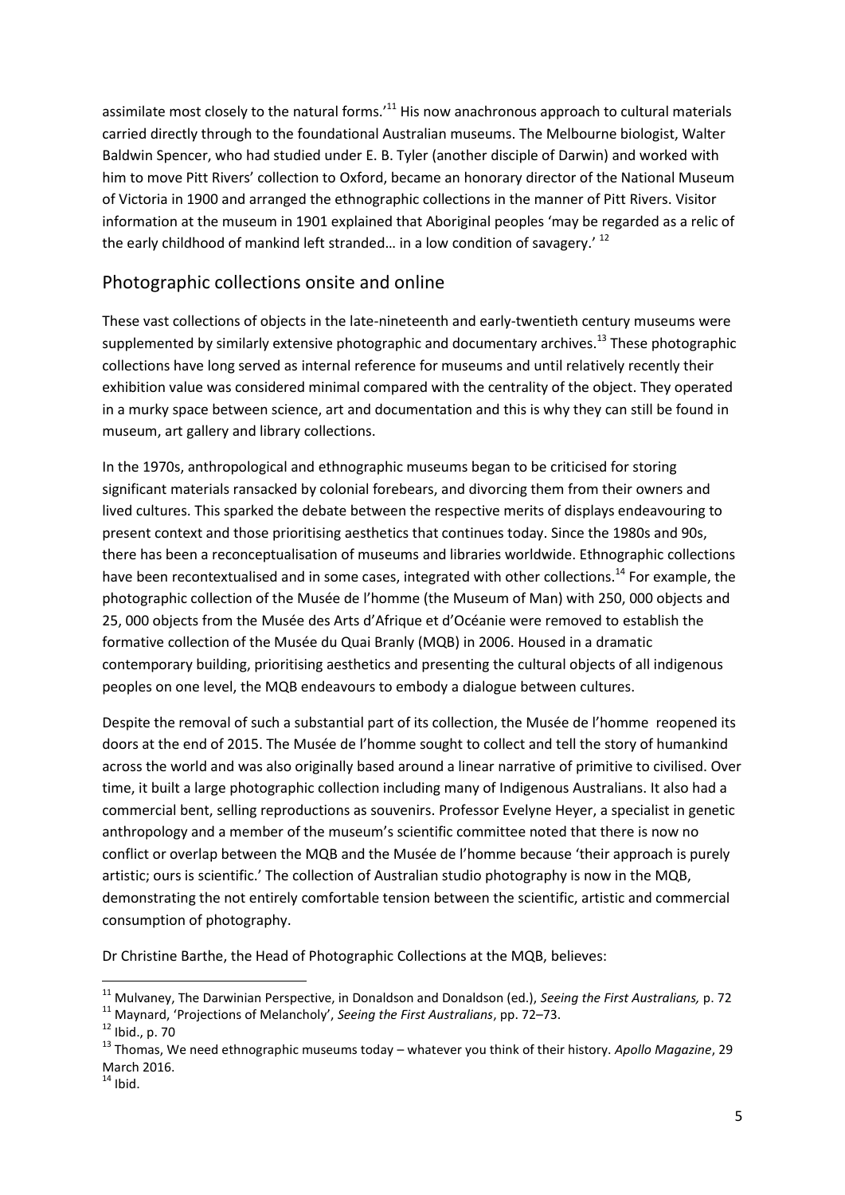assimilate most closely to the natural forms.'[11] His now anachronous approach to cultural materials carried directly through to the foundational Australian museums. The Melbourne biologist, Walter Baldwin Spencer, who had studied under E. B. Tyler (another disciple of Darwin) and worked with him to move Pitt Rivers' collection to Oxford, became an honorary director of the National Museum of Victoria in 1900 and arranged the ethnographic collections in the manner of Pitt Rivers. Visitor information at the museum in 1901 explained that Aboriginal peoples 'may be regarded as a relic of the early childhood of mankind left stranded… in a low condition of savagery.' [12]

## Photographic collections onsite and online

These vast collections of objects in the late-nineteenth and early-twentieth century museums were supplemented by similarly extensive photographic and documentary archives.[13] These photographic collections have long served as internal reference for museums and until relatively recently their exhibition value was considered minimal compared with the centrality of the object. They operated in a murky space between science, art and documentation and this is why they can still be found in museum, art gallery and library collections.

In the 1970s, anthropological and ethnographic museums began to be criticised for storing significant materials ransacked by colonial forebears, and divorcing them from their owners and lived cultures. This sparked the debate between the respective merits of displays endeavouring to present context and those prioritising aesthetics that continues today. Since the 1980s and 90s, there has been a reconceptualisation of museums and libraries worldwide. Ethnographic collections have been recontextualised and in some cases, integrated with other collections.[14] For example, the photographic collection of the Musée de l'homme (the Museum of Man) with 250, 000 objects and 25, 000 objects from the Musée des Arts d'Afrique et d'Océanie were removed to establish the formative collection of the Musée du Quai Branly (MQB) in 2006. Housed in a dramatic contemporary building, prioritising aesthetics and presenting the cultural objects of all indigenous peoples on one level, the MQB endeavours to embody a dialogue between cultures.

Despite the removal of such a substantial part of its collection, the Musée de l'homme reopened its doors at the end of 2015. The Musée de l'homme sought to collect and tell the story of humankind across the world and was also originally based around a linear narrative of primitive to civilised. Over time, it built a large photographic collection including many of Indigenous Australians. It also had a commercial bent, selling reproductions as souvenirs. Professor Evelyne Heyer, a specialist in genetic anthropology and a member of the museum's scientific committee noted that there is now no conflict or overlap between the MQB and the Musée de l'homme because 'their approach is purely artistic; ours is scientific.' The collection of Australian studio photography is now in the MQB, demonstrating the not entirely comfortable tension between the scientific, artistic and commercial consumption of photography.

Dr Christine Barthe, the Head of Photographic Collections at the MQB, believes:

---

[11] Mulvaney, The Darwinian Perspective, in Donaldson and Donaldson (ed.), *Seeing the First Australians,* p. 72

[11] Maynard, 'Projections of Melancholy', *Seeing the First Australians*, pp. 72–73.

[12] Ibid., p. 70

[13] Thomas, We need ethnographic museums today – whatever you think of their history. *Apollo Magazine*, 29 March 2016.

[14] Ibid.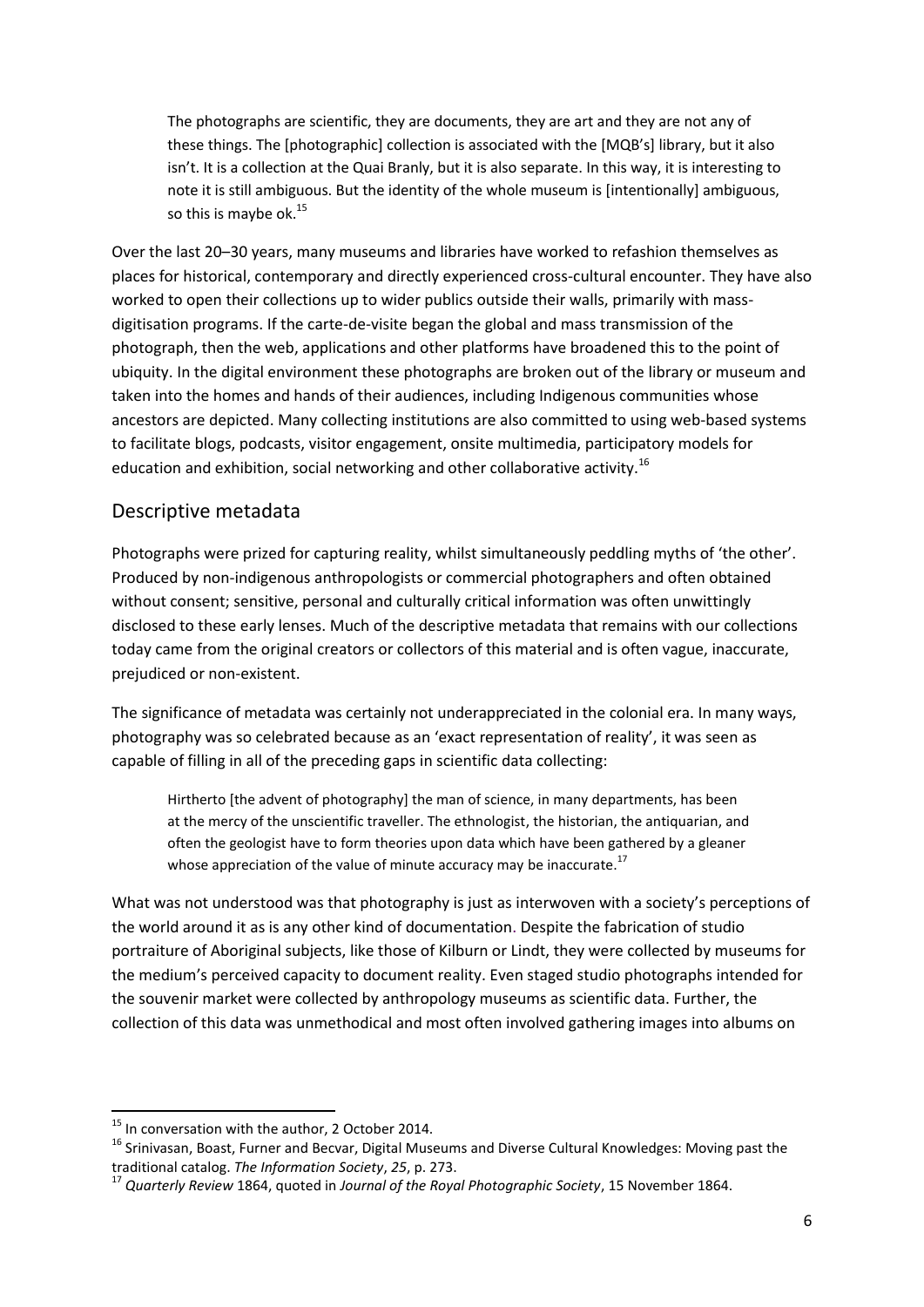> The photographs are scientific, they are documents, they are art and they are not any of these things. The [photographic] collection is associated with the [MQB's] library, but it also isn't. It is a collection at the Quai Branly, but it is also separate. In this way, it is interesting to note it is still ambiguous. But the identity of the whole museum is [intentionally] ambiguous, so this is maybe ok.[15]

Over the last 20–30 years, many museums and libraries have worked to refashion themselves as places for historical, contemporary and directly experienced cross-cultural encounter. They have also worked to open their collections up to wider publics outside their walls, primarily with mass-digitisation programs. If the carte-de-visite began the global and mass transmission of the photograph, then the web, applications and other platforms have broadened this to the point of ubiquity. In the digital environment these photographs are broken out of the library or museum and taken into the homes and hands of their audiences, including Indigenous communities whose ancestors are depicted. Many collecting institutions are also committed to using web-based systems to facilitate blogs, podcasts, visitor engagement, onsite multimedia, participatory models for education and exhibition, social networking and other collaborative activity.[16]

## Descriptive metadata

Photographs were prized for capturing reality, whilst simultaneously peddling myths of 'the other'. Produced by non-indigenous anthropologists or commercial photographers and often obtained without consent; sensitive, personal and culturally critical information was often unwittingly disclosed to these early lenses. Much of the descriptive metadata that remains with our collections today came from the original creators or collectors of this material and is often vague, inaccurate, prejudiced or non-existent.

The significance of metadata was certainly not underappreciated in the colonial era. In many ways, photography was so celebrated because as an 'exact representation of reality', it was seen as capable of filling in all of the preceding gaps in scientific data collecting:

> Hirtherto [the advent of photography] the man of science, in many departments, has been at the mercy of the unscientific traveller. The ethnologist, the historian, the antiquarian, and often the geologist have to form theories upon data which have been gathered by a gleaner whose appreciation of the value of minute accuracy may be inaccurate.[17]

What was not understood was that photography is just as interwoven with a society's perceptions of the world around it as is any other kind of documentation. Despite the fabrication of studio portraiture of Aboriginal subjects, like those of Kilburn or Lindt, they were collected by museums for the medium's perceived capacity to document reality. Even staged studio photographs intended for the souvenir market were collected by anthropology museums as scientific data. Further, the collection of this data was unmethodical and most often involved gathering images into albums on

---

[15] In conversation with the author, 2 October 2014.

[16] Srinivasan, Boast, Furner and Becvar, Digital Museums and Diverse Cultural Knowledges: Moving past the traditional catalog. *The Information Society*, *25*, p. 273.

[17] *Quarterly Review* 1864, quoted in *Journal of the Royal Photographic Society*, 15 November 1864.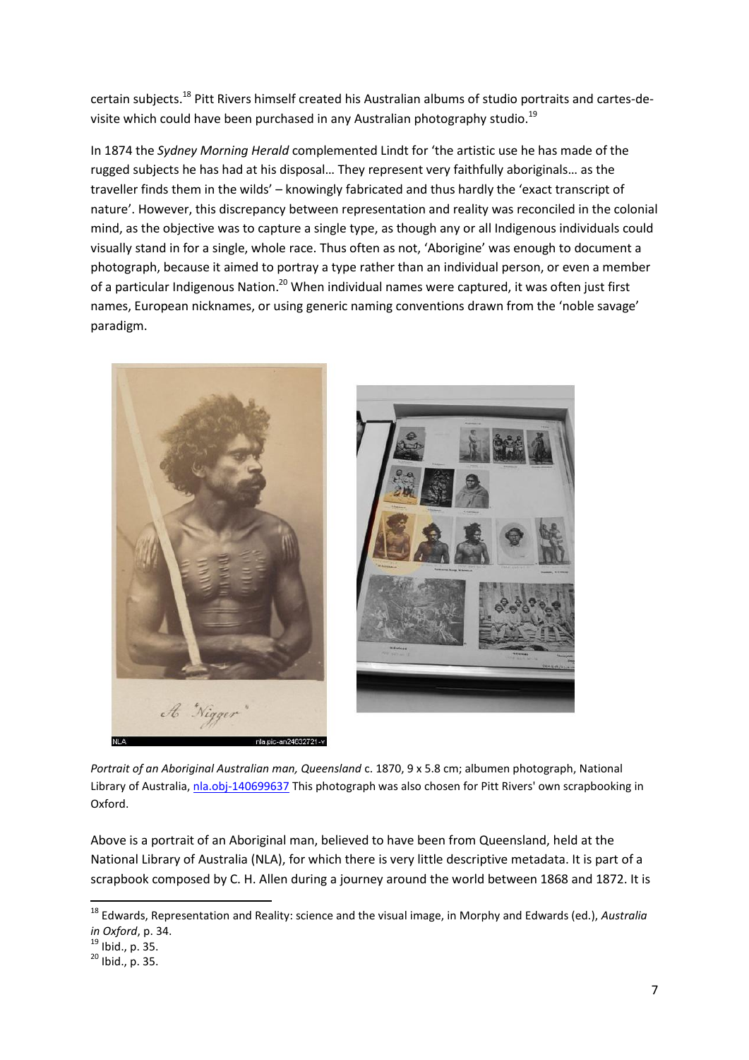certain subjects.[18] Pitt Rivers himself created his Australian albums of studio portraits and cartes-de-visite which could have been purchased in any Australian photography studio.[19]

In 1874 the *Sydney Morning Herald* complemented Lindt for 'the artistic use he has made of the rugged subjects he has had at his disposal… They represent very faithfully aboriginals… as the traveller finds them in the wilds' – knowingly fabricated and thus hardly the 'exact transcript of nature'. However, this discrepancy between representation and reality was reconciled in the colonial mind, as the objective was to capture a single type, as though any or all Indigenous individuals could visually stand in for a single, whole race. Thus often as not, 'Aborigine' was enough to document a photograph, because it aimed to portray a type rather than an individual person, or even a member of a particular Indigenous Nation.[20] When individual names were captured, it was often just first names, European nicknames, or using generic naming conventions drawn from the 'noble savage' paradigm.

*Portrait of an Aboriginal Australian man, Queensland* c. 1870, 9 x 5.8 cm; albumen photograph, National Library of Australia, [nla.obj-140699637](nla.obj-140699637) This photograph was also chosen for Pitt Rivers' own scrapbooking in Oxford.

Above is a portrait of an Aboriginal man, believed to have been from Queensland, held at the National Library of Australia (NLA), for which there is very little descriptive metadata. It is part of a scrapbook composed by C. H. Allen during a journey around the world between 1868 and 1872. It is

---

[18] Edwards, Representation and Reality: science and the visual image, in Morphy and Edwards (ed.), *Australia in Oxford*, p. 34.

[19] Ibid., p. 35.

[20] Ibid., p. 35.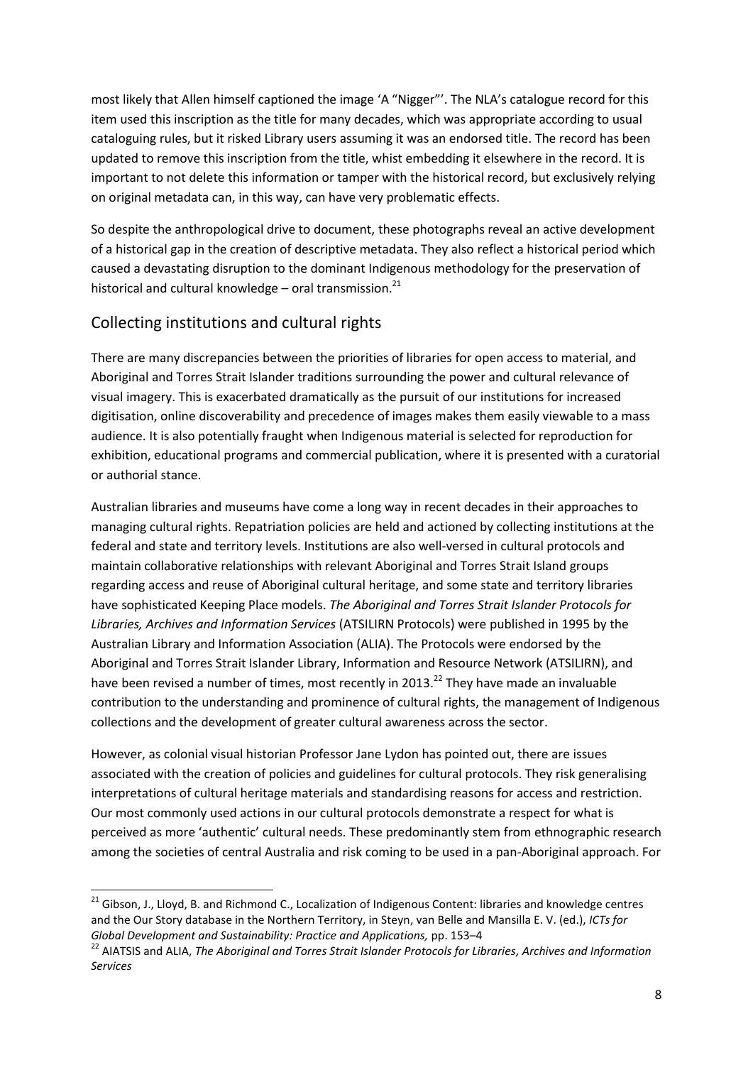most likely that Allen himself captioned the image 'A "Nigger"'. The NLA's catalogue record for this item used this inscription as the title for many decades, which was appropriate according to usual cataloguing rules, but it risked Library users assuming it was an endorsed title. The record has been updated to remove this inscription from the title, whist embedding it elsewhere in the record. It is important to not delete this information or tamper with the historical record, but exclusively relying on original metadata can, in this way, can have very problematic effects.

So despite the anthropological drive to document, these photographs reveal an active development of a historical gap in the creation of descriptive metadata. They also reflect a historical period which caused a devastating disruption to the dominant Indigenous methodology for the preservation of historical and cultural knowledge – oral transmission.[21]

## Collecting institutions and cultural rights

There are many discrepancies between the priorities of libraries for open access to material, and Aboriginal and Torres Strait Islander traditions surrounding the power and cultural relevance of visual imagery. This is exacerbated dramatically as the pursuit of our institutions for increased digitisation, online discoverability and precedence of images makes them easily viewable to a mass audience. It is also potentially fraught when Indigenous material is selected for reproduction for exhibition, educational programs and commercial publication, where it is presented with a curatorial or authorial stance.

Australian libraries and museums have come a long way in recent decades in their approaches to managing cultural rights. Repatriation policies are held and actioned by collecting institutions at the federal and state and territory levels. Institutions are also well-versed in cultural protocols and maintain collaborative relationships with relevant Aboriginal and Torres Strait Island groups regarding access and reuse of Aboriginal cultural heritage, and some state and territory libraries have sophisticated Keeping Place models. *The Aboriginal and Torres Strait Islander Protocols for Libraries, Archives and Information Services* (ATSILIRN Protocols) were published in 1995 by the Australian Library and Information Association (ALIA). The Protocols were endorsed by the Aboriginal and Torres Strait Islander Library, Information and Resource Network (ATSILIRN), and have been revised a number of times, most recently in 2013.[22] They have made an invaluable contribution to the understanding and prominence of cultural rights, the management of Indigenous collections and the development of greater cultural awareness across the sector.

However, as colonial visual historian Professor Jane Lydon has pointed out, there are issues associated with the creation of policies and guidelines for cultural protocols. They risk generalising interpretations of cultural heritage materials and standardising reasons for access and restriction. Our most commonly used actions in our cultural protocols demonstrate a respect for what is perceived as more 'authentic' cultural needs. These predominantly stem from ethnographic research among the societies of central Australia and risk coming to be used in a pan-Aboriginal approach. For

---

[21] Gibson, J., Lloyd, B. and Richmond C., Localization of Indigenous Content: libraries and knowledge centres and the Our Story database in the Northern Territory, in Steyn, van Belle and Mansilla E. V. (ed.), *ICTs for Global Development and Sustainability: Practice and Applications,* pp. 153–4

[22] AIATSIS and ALIA, *The Aboriginal and Torres Strait Islander Protocols for Libraries, Archives and Information Services*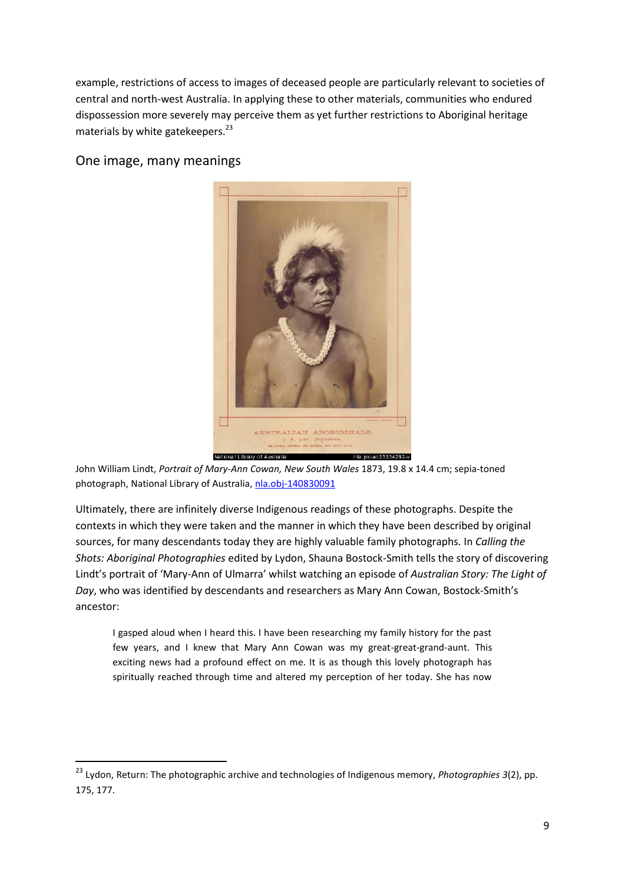example, restrictions of access to images of deceased people are particularly relevant to societies of central and north-west Australia. In applying these to other materials, communities who endured dispossession more severely may perceive them as yet further restrictions to Aboriginal heritage materials by white gatekeepers.[23]

## One image, many meanings

John William Lindt, *Portrait of Mary-Ann Cowan, New South Wales* 1873, 19.8 x 14.4 cm; sepia-toned photograph, National Library of Australia, nla.obj-140830091

Ultimately, there are infinitely diverse Indigenous readings of these photographs. Despite the contexts in which they were taken and the manner in which they have been described by original sources, for many descendants today they are highly valuable family photographs. In *Calling the Shots: Aboriginal Photographies* edited by Lydon, Shauna Bostock-Smith tells the story of discovering Lindt's portrait of 'Mary-Ann of Ulmarra' whilst watching an episode of *Australian Story: The Light of Day*, who was identified by descendants and researchers as Mary Ann Cowan, Bostock-Smith's ancestor:

> I gasped aloud when I heard this. I have been researching my family history for the past few years, and I knew that Mary Ann Cowan was my great-great-grand-aunt. This exciting news had a profound effect on me. It is as though this lovely photograph has spiritually reached through time and altered my perception of her today. She has now

[23] Lydon, Return: The photographic archive and technologies of Indigenous memory, *Photographies 3*(2), pp. 175, 177.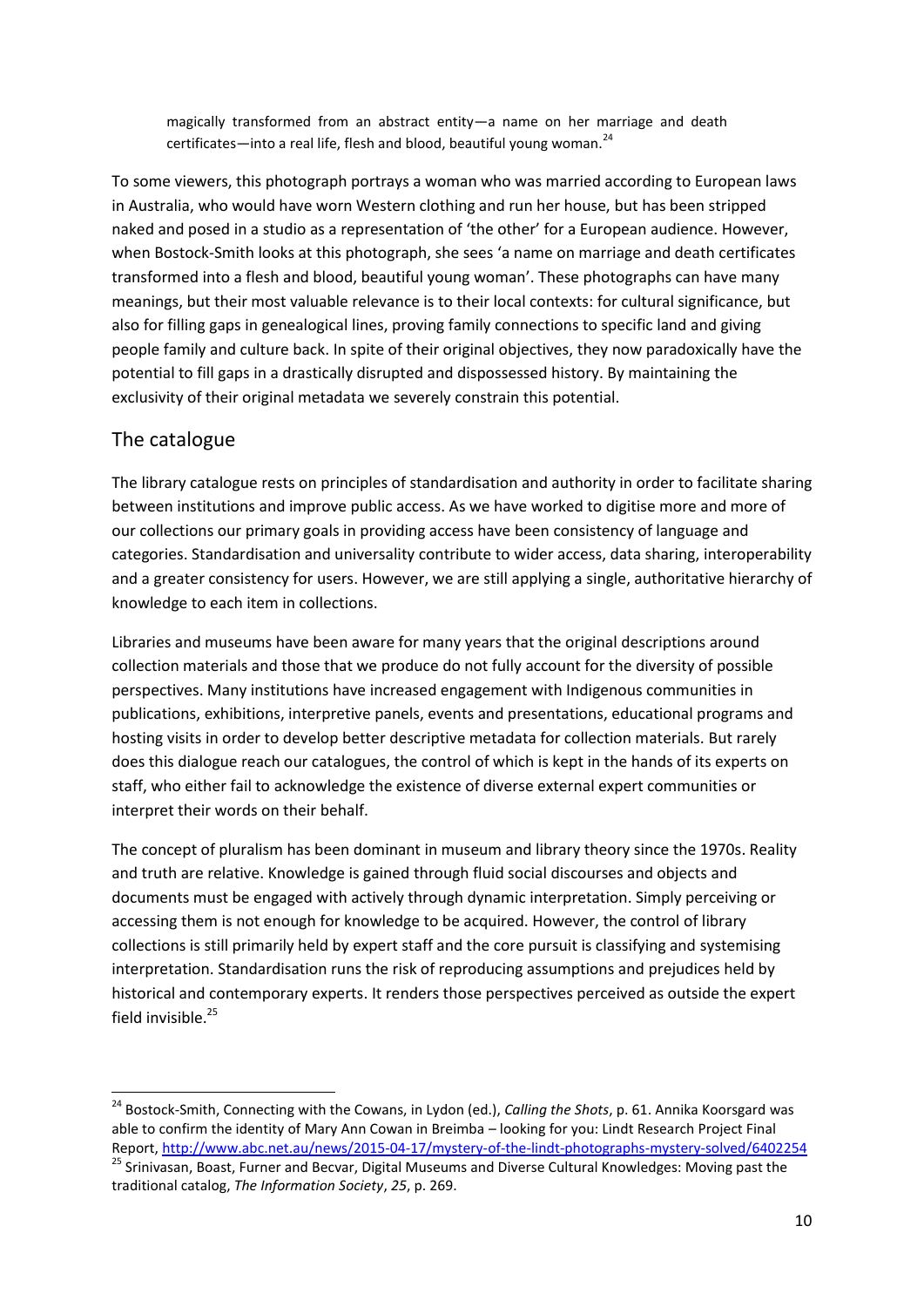> magically transformed from an abstract entity—a name on her marriage and death certificates—into a real life, flesh and blood, beautiful young woman.[24]

To some viewers, this photograph portrays a woman who was married according to European laws in Australia, who would have worn Western clothing and run her house, but has been stripped naked and posed in a studio as a representation of 'the other' for a European audience. However, when Bostock-Smith looks at this photograph, she sees 'a name on marriage and death certificates transformed into a flesh and blood, beautiful young woman'. These photographs can have many meanings, but their most valuable relevance is to their local contexts: for cultural significance, but also for filling gaps in genealogical lines, proving family connections to specific land and giving people family and culture back. In spite of their original objectives, they now paradoxically have the potential to fill gaps in a drastically disrupted and dispossessed history. By maintaining the exclusivity of their original metadata we severely constrain this potential.

## The catalogue

The library catalogue rests on principles of standardisation and authority in order to facilitate sharing between institutions and improve public access. As we have worked to digitise more and more of our collections our primary goals in providing access have been consistency of language and categories. Standardisation and universality contribute to wider access, data sharing, interoperability and a greater consistency for users. However, we are still applying a single, authoritative hierarchy of knowledge to each item in collections.

Libraries and museums have been aware for many years that the original descriptions around collection materials and those that we produce do not fully account for the diversity of possible perspectives. Many institutions have increased engagement with Indigenous communities in publications, exhibitions, interpretive panels, events and presentations, educational programs and hosting visits in order to develop better descriptive metadata for collection materials. But rarely does this dialogue reach our catalogues, the control of which is kept in the hands of its experts on staff, who either fail to acknowledge the existence of diverse external expert communities or interpret their words on their behalf.

The concept of pluralism has been dominant in museum and library theory since the 1970s. Reality and truth are relative. Knowledge is gained through fluid social discourses and objects and documents must be engaged with actively through dynamic interpretation. Simply perceiving or accessing them is not enough for knowledge to be acquired. However, the control of library collections is still primarily held by expert staff and the core pursuit is classifying and systemising interpretation. Standardisation runs the risk of reproducing assumptions and prejudices held by historical and contemporary experts. It renders those perspectives perceived as outside the expert field invisible.[25]

---

[24] Bostock-Smith, Connecting with the Cowans, in Lydon (ed.), *Calling the Shots*, p. 61. Annika Koorsgard was able to confirm the identity of Mary Ann Cowan in Breimba – looking for you: Lindt Research Project Final Report, http://www.abc.net.au/news/2015-04-17/mystery-of-the-lindt-photographs-mystery-solved/6402254

[25] Srinivasan, Boast, Furner and Becvar, Digital Museums and Diverse Cultural Knowledges: Moving past the traditional catalog, *The Information Society*, *25*, p. 269.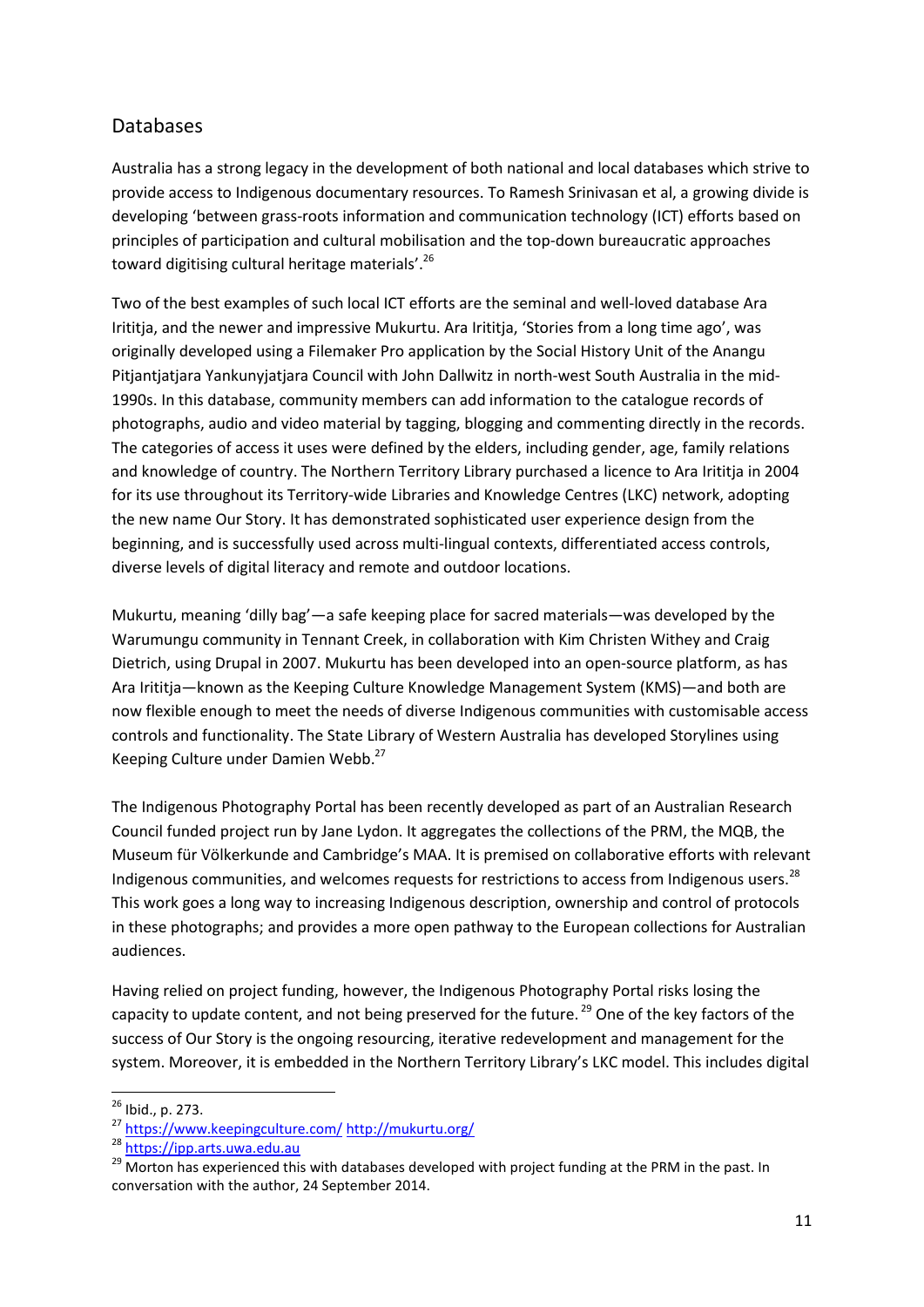## Databases

Australia has a strong legacy in the development of both national and local databases which strive to provide access to Indigenous documentary resources. To Ramesh Srinivasan et al, a growing divide is developing 'between grass-roots information and communication technology (ICT) efforts based on principles of participation and cultural mobilisation and the top-down bureaucratic approaches toward digitising cultural heritage materials'.[26]

Two of the best examples of such local ICT efforts are the seminal and well-loved database Ara Irititja, and the newer and impressive Mukurtu. Ara Irititja, 'Stories from a long time ago', was originally developed using a Filemaker Pro application by the Social History Unit of the Anangu Pitjantjatjara Yankunyjatjara Council with John Dallwitz in north-west South Australia in the mid-1990s. In this database, community members can add information to the catalogue records of photographs, audio and video material by tagging, blogging and commenting directly in the records. The categories of access it uses were defined by the elders, including gender, age, family relations and knowledge of country. The Northern Territory Library purchased a licence to Ara Irititja in 2004 for its use throughout its Territory-wide Libraries and Knowledge Centres (LKC) network, adopting the new name Our Story. It has demonstrated sophisticated user experience design from the beginning, and is successfully used across multi-lingual contexts, differentiated access controls, diverse levels of digital literacy and remote and outdoor locations.

Mukurtu, meaning 'dilly bag'—a safe keeping place for sacred materials—was developed by the Warumungu community in Tennant Creek, in collaboration with Kim Christen Withey and Craig Dietrich, using Drupal in 2007. Mukurtu has been developed into an open-source platform, as has Ara Irititja—known as the Keeping Culture Knowledge Management System (KMS)—and both are now flexible enough to meet the needs of diverse Indigenous communities with customisable access controls and functionality. The State Library of Western Australia has developed Storylines using Keeping Culture under Damien Webb.[27]

The Indigenous Photography Portal has been recently developed as part of an Australian Research Council funded project run by Jane Lydon. It aggregates the collections of the PRM, the MQB, the Museum für Völkerkunde and Cambridge's MAA. It is premised on collaborative efforts with relevant Indigenous communities, and welcomes requests for restrictions to access from Indigenous users.[28] This work goes a long way to increasing Indigenous description, ownership and control of protocols in these photographs; and provides a more open pathway to the European collections for Australian audiences.

Having relied on project funding, however, the Indigenous Photography Portal risks losing the capacity to update content, and not being preserved for the future.[29] One of the key factors of the success of Our Story is the ongoing resourcing, iterative redevelopment and management for the system. Moreover, it is embedded in the Northern Territory Library's LKC model. This includes digital

---

[26] Ibid., p. 273.

[27] https://www.keepingculture.com/ http://mukurtu.org/

[28] https://ipp.arts.uwa.edu.au

[29] Morton has experienced this with databases developed with project funding at the PRM in the past. In conversation with the author, 24 September 2014.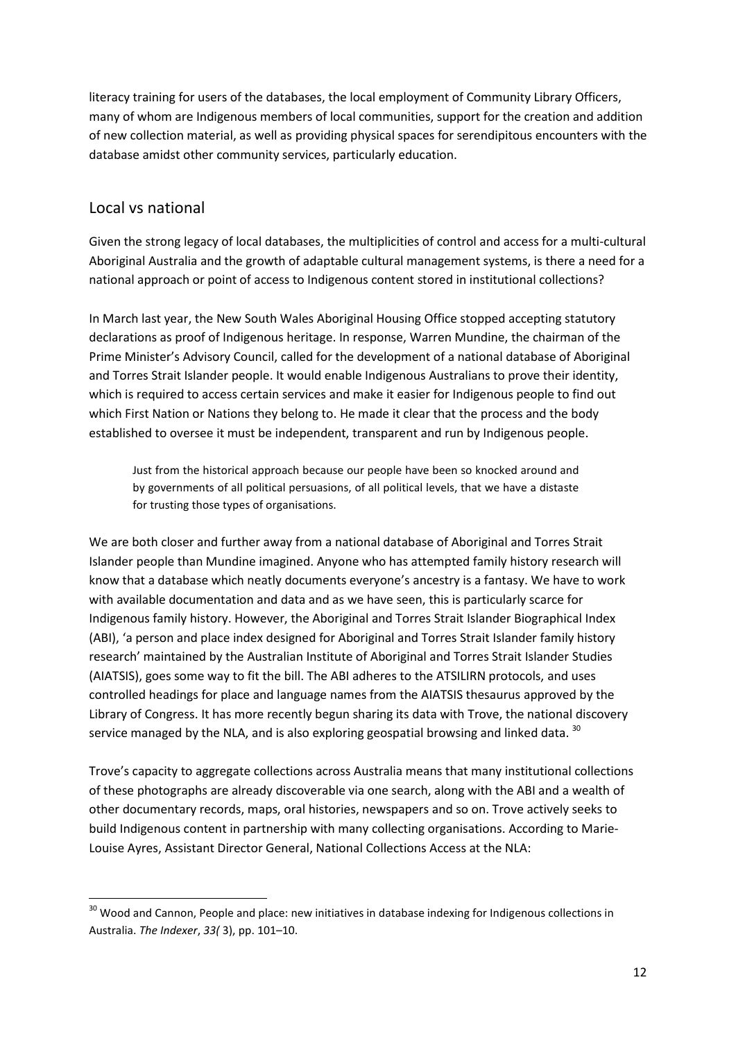literacy training for users of the databases, the local employment of Community Library Officers, many of whom are Indigenous members of local communities, support for the creation and addition of new collection material, as well as providing physical spaces for serendipitous encounters with the database amidst other community services, particularly education.

## Local vs national

Given the strong legacy of local databases, the multiplicities of control and access for a multi-cultural Aboriginal Australia and the growth of adaptable cultural management systems, is there a need for a national approach or point of access to Indigenous content stored in institutional collections?

In March last year, the New South Wales Aboriginal Housing Office stopped accepting statutory declarations as proof of Indigenous heritage. In response, Warren Mundine, the chairman of the Prime Minister's Advisory Council, called for the development of a national database of Aboriginal and Torres Strait Islander people. It would enable Indigenous Australians to prove their identity, which is required to access certain services and make it easier for Indigenous people to find out which First Nation or Nations they belong to. He made it clear that the process and the body established to oversee it must be independent, transparent and run by Indigenous people.

> Just from the historical approach because our people have been so knocked around and by governments of all political persuasions, of all political levels, that we have a distaste for trusting those types of organisations.

We are both closer and further away from a national database of Aboriginal and Torres Strait Islander people than Mundine imagined. Anyone who has attempted family history research will know that a database which neatly documents everyone's ancestry is a fantasy. We have to work with available documentation and data and as we have seen, this is particularly scarce for Indigenous family history. However, the Aboriginal and Torres Strait Islander Biographical Index (ABI), 'a person and place index designed for Aboriginal and Torres Strait Islander family history research' maintained by the Australian Institute of Aboriginal and Torres Strait Islander Studies (AIATSIS), goes some way to fit the bill. The ABI adheres to the ATSILIRN protocols, and uses controlled headings for place and language names from the AIATSIS thesaurus approved by the Library of Congress. It has more recently begun sharing its data with Trove, the national discovery service managed by the NLA, and is also exploring geospatial browsing and linked data. [30]

Trove's capacity to aggregate collections across Australia means that many institutional collections of these photographs are already discoverable via one search, along with the ABI and a wealth of other documentary records, maps, oral histories, newspapers and so on. Trove actively seeks to build Indigenous content in partnership with many collecting organisations. According to Marie-Louise Ayres, Assistant Director General, National Collections Access at the NLA:

---

[30] Wood and Cannon, People and place: new initiatives in database indexing for Indigenous collections in Australia. *The Indexer*, *33(* 3), pp. 101–10.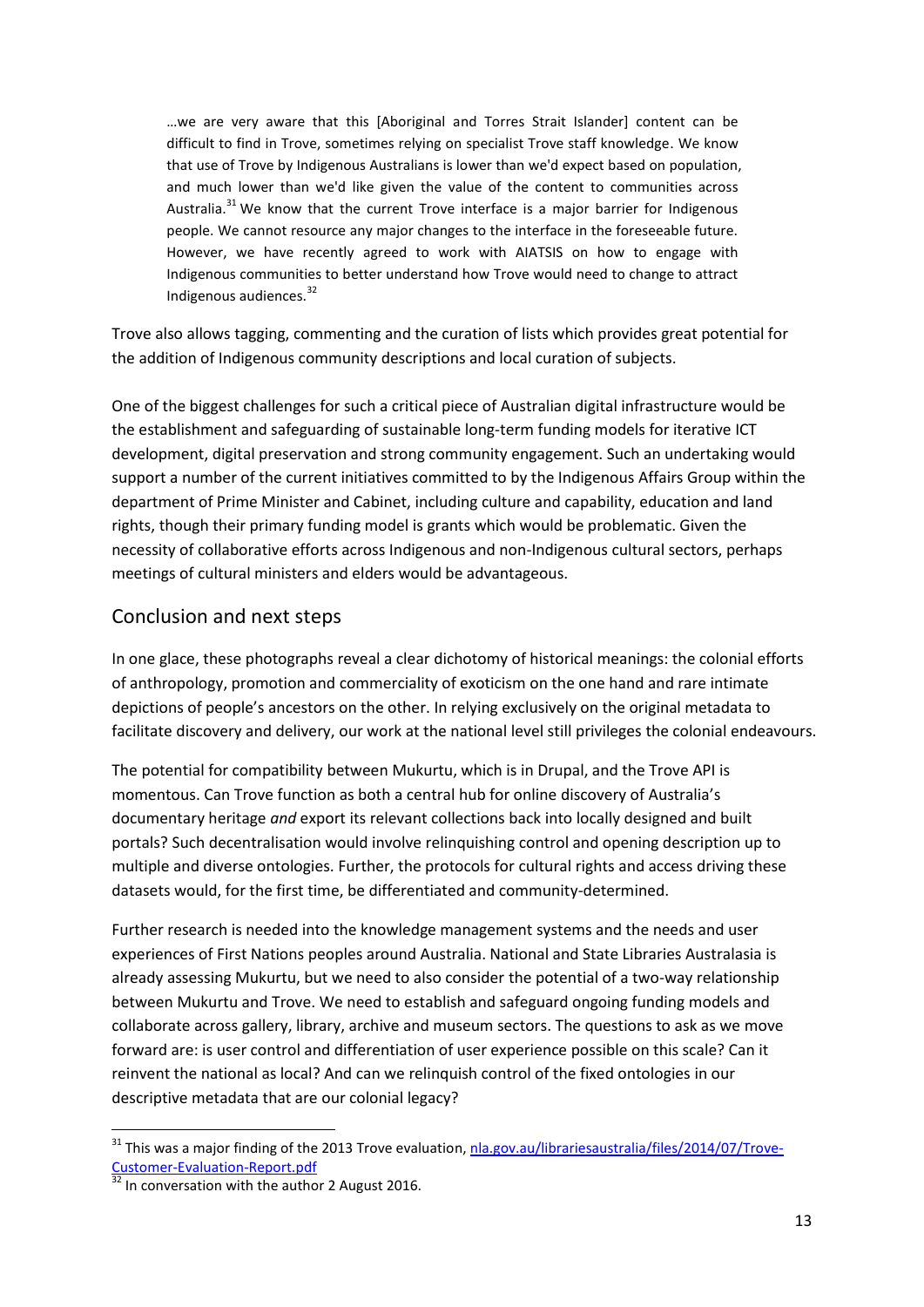> …we are very aware that this [Aboriginal and Torres Strait Islander] content can be difficult to find in Trove, sometimes relying on specialist Trove staff knowledge. We know that use of Trove by Indigenous Australians is lower than we'd expect based on population, and much lower than we'd like given the value of the content to communities across Australia.[31] We know that the current Trove interface is a major barrier for Indigenous people. We cannot resource any major changes to the interface in the foreseeable future. However, we have recently agreed to work with AIATSIS on how to engage with Indigenous communities to better understand how Trove would need to change to attract Indigenous audiences.[32]

Trove also allows tagging, commenting and the curation of lists which provides great potential for the addition of Indigenous community descriptions and local curation of subjects.

One of the biggest challenges for such a critical piece of Australian digital infrastructure would be the establishment and safeguarding of sustainable long-term funding models for iterative ICT development, digital preservation and strong community engagement. Such an undertaking would support a number of the current initiatives committed to by the Indigenous Affairs Group within the department of Prime Minister and Cabinet, including culture and capability, education and land rights, though their primary funding model is grants which would be problematic. Given the necessity of collaborative efforts across Indigenous and non-Indigenous cultural sectors, perhaps meetings of cultural ministers and elders would be advantageous.

## Conclusion and next steps

In one glace, these photographs reveal a clear dichotomy of historical meanings: the colonial efforts of anthropology, promotion and commerciality of exoticism on the one hand and rare intimate depictions of people's ancestors on the other. In relying exclusively on the original metadata to facilitate discovery and delivery, our work at the national level still privileges the colonial endeavours.

The potential for compatibility between Mukurtu, which is in Drupal, and the Trove API is momentous. Can Trove function as both a central hub for online discovery of Australia's documentary heritage *and* export its relevant collections back into locally designed and built portals? Such decentralisation would involve relinquishing control and opening description up to multiple and diverse ontologies. Further, the protocols for cultural rights and access driving these datasets would, for the first time, be differentiated and community-determined.

Further research is needed into the knowledge management systems and the needs and user experiences of First Nations peoples around Australia. National and State Libraries Australasia is already assessing Mukurtu, but we need to also consider the potential of a two-way relationship between Mukurtu and Trove. We need to establish and safeguard ongoing funding models and collaborate across gallery, library, archive and museum sectors. The questions to ask as we move forward are: is user control and differentiation of user experience possible on this scale? Can it reinvent the national as local? And can we relinquish control of the fixed ontologies in our descriptive metadata that are our colonial legacy?

---

[31] This was a major finding of the 2013 Trove evaluation, nla.gov.au/librariesaustralia/files/2014/07/Trove-Customer-Evaluation-Report.pdf

[32] In conversation with the author 2 August 2016.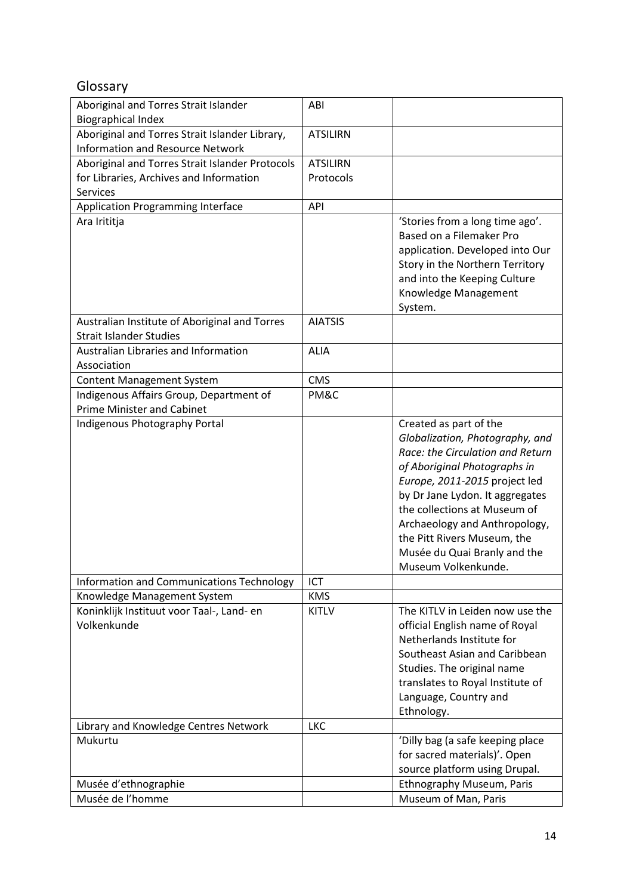## Glossary

| | | |
|---|---|---|
| Aboriginal and Torres Strait Islander Biographical Index | ABI | |
| Aboriginal and Torres Strait Islander Library, Information and Resource Network | ATSILIRN | |
| Aboriginal and Torres Strait Islander Protocols for Libraries, Archives and Information Services | ATSILIRN Protocols | |
| Application Programming Interface | API | |
| Ara Irititja | | 'Stories from a long time ago'. Based on a Filemaker Pro application. Developed into Our Story in the Northern Territory and into the Keeping Culture Knowledge Management System. |
| Australian Institute of Aboriginal and Torres Strait Islander Studies | AIATSIS | |
| Australian Libraries and Information Association | ALIA | |
| Content Management System | CMS | |
| Indigenous Affairs Group, Department of Prime Minister and Cabinet | PM&C | |
| Indigenous Photography Portal | | Created as part of the *Globalization, Photography, and Race: the Circulation and Return of Aboriginal Photographs in Europe, 2011-2015* project led by Dr Jane Lydon. It aggregates the collections at Museum of Archaeology and Anthropology, the Pitt Rivers Museum, the Musée du Quai Branly and the Museum Volkenkunde. |
| Information and Communications Technology | ICT | |
| Knowledge Management System | KMS | |
| Koninklijk Instituut voor Taal-, Land- en Volkenkunde | KITLV | The KITLV in Leiden now use the official English name of Royal Netherlands Institute for Southeast Asian and Caribbean Studies. The original name translates to Royal Institute of Language, Country and Ethnology. |
| Library and Knowledge Centres Network | LKC | |
| Mukurtu | | 'Dilly bag (a safe keeping place for sacred materials)'. Open source platform using Drupal. |
| Musée d'ethnographie | | Ethnography Museum, Paris |
| Musée de l'homme | | Museum of Man, Paris |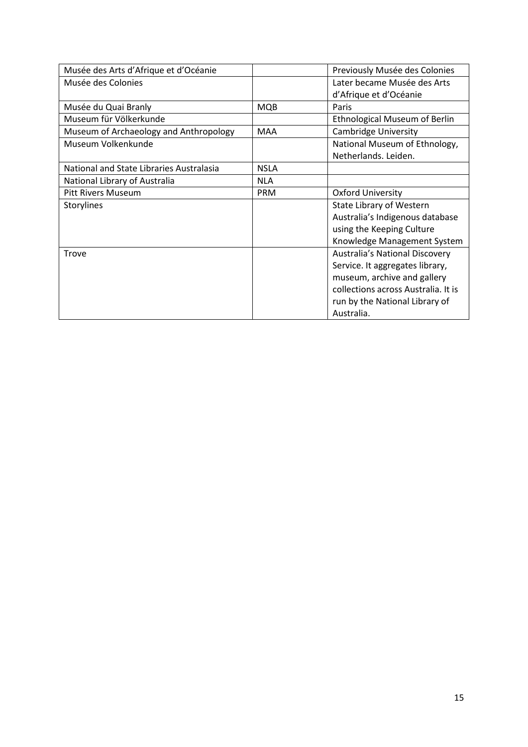| Musée des Arts d'Afrique et d'Océanie | | Previously Musée des Colonies |
|---|---|---|
| Musée des Colonies | | Later became Musée des Arts d'Afrique et d'Océanie |
| Musée du Quai Branly | MQB | Paris |
| Museum für Völkerkunde | | Ethnological Museum of Berlin |
| Museum of Archaeology and Anthropology | MAA | Cambridge University |
| Museum Volkenkunde | | National Museum of Ethnology, Netherlands. Leiden. |
| National and State Libraries Australasia | NSLA | |
| National Library of Australia | NLA | |
| Pitt Rivers Museum | PRM | Oxford University |
| Storylines | | State Library of Western Australia's Indigenous database using the Keeping Culture Knowledge Management System |
| Trove | | Australia's National Discovery Service. It aggregates library, museum, archive and gallery collections across Australia. It is run by the National Library of Australia. |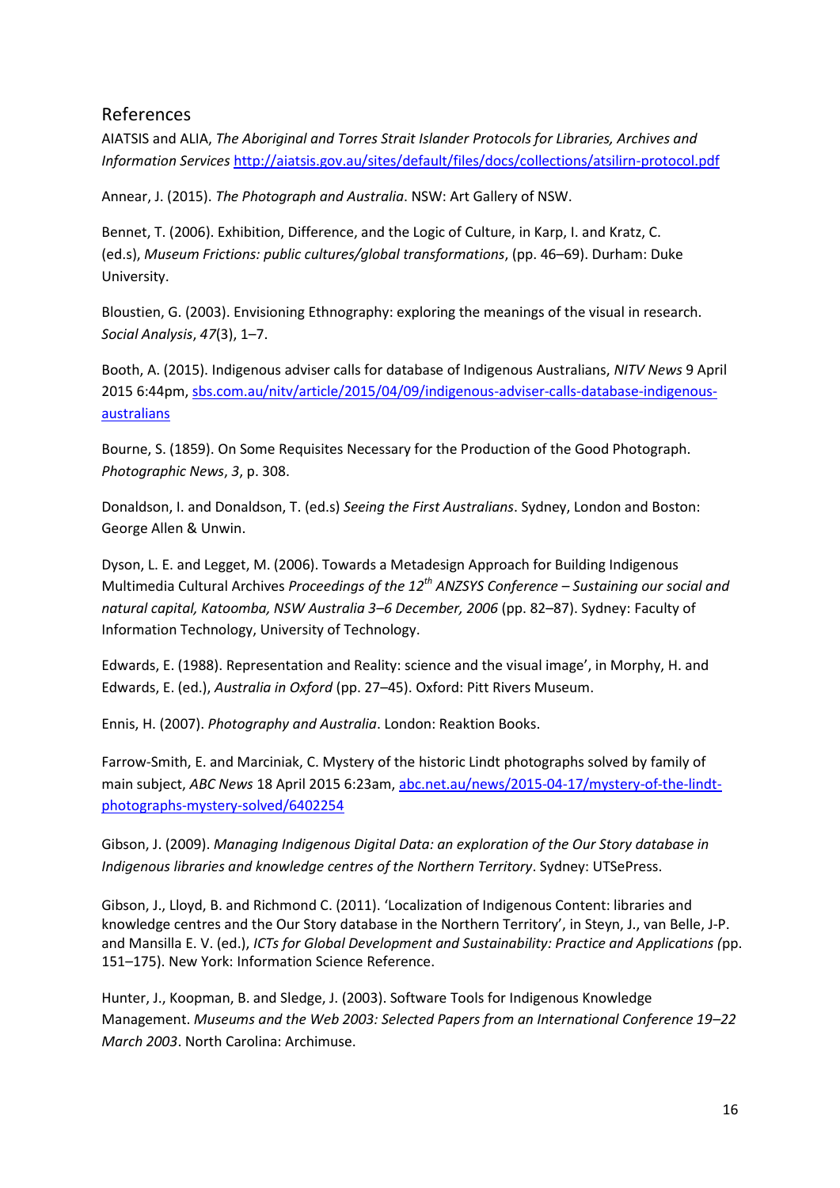## References

AIATSIS and ALIA, *The Aboriginal and Torres Strait Islander Protocols for Libraries, Archives and Information Services* http://aiatsis.gov.au/sites/default/files/docs/collections/atsilirn-protocol.pdf

Annear, J. (2015). *The Photograph and Australia*. NSW: Art Gallery of NSW.

Bennet, T. (2006). Exhibition, Difference, and the Logic of Culture, in Karp, I. and Kratz, C. (ed.s), *Museum Frictions: public cultures/global transformations*, (pp. 46–69). Durham: Duke University.

Bloustien, G. (2003). Envisioning Ethnography: exploring the meanings of the visual in research. *Social Analysis*, *47*(3), 1–7.

Booth, A. (2015). Indigenous adviser calls for database of Indigenous Australians, *NITV News* 9 April 2015 6:44pm, sbs.com.au/nitv/article/2015/04/09/indigenous-adviser-calls-database-indigenous-australians

Bourne, S. (1859). On Some Requisites Necessary for the Production of the Good Photograph. *Photographic News*, *3*, p. 308.

Donaldson, I. and Donaldson, T. (ed.s) *Seeing the First Australians*. Sydney, London and Boston: George Allen & Unwin.

Dyson, L. E. and Legget, M. (2006). Towards a Metadesign Approach for Building Indigenous Multimedia Cultural Archives *Proceedings of the 12th ANZSYS Conference – Sustaining our social and natural capital, Katoomba, NSW Australia 3–6 December, 2006* (pp. 82–87). Sydney: Faculty of Information Technology, University of Technology.

Edwards, E. (1988). Representation and Reality: science and the visual image', in Morphy, H. and Edwards, E. (ed.), *Australia in Oxford* (pp. 27–45). Oxford: Pitt Rivers Museum.

Ennis, H. (2007). *Photography and Australia*. London: Reaktion Books.

Farrow-Smith, E. and Marciniak, C. Mystery of the historic Lindt photographs solved by family of main subject, *ABC News* 18 April 2015 6:23am, abc.net.au/news/2015-04-17/mystery-of-the-lindt-photographs-mystery-solved/6402254

Gibson, J. (2009). *Managing Indigenous Digital Data: an exploration of the Our Story database in Indigenous libraries and knowledge centres of the Northern Territory*. Sydney: UTSePress.

Gibson, J., Lloyd, B. and Richmond C. (2011). 'Localization of Indigenous Content: libraries and knowledge centres and the Our Story database in the Northern Territory', in Steyn, J., van Belle, J-P. and Mansilla E. V. (ed.), *ICTs for Global Development and Sustainability: Practice and Applications (*pp. 151–175). New York: Information Science Reference.

Hunter, J., Koopman, B. and Sledge, J. (2003). Software Tools for Indigenous Knowledge Management. *Museums and the Web 2003: Selected Papers from an International Conference 19–22 March 2003*. North Carolina: Archimuse.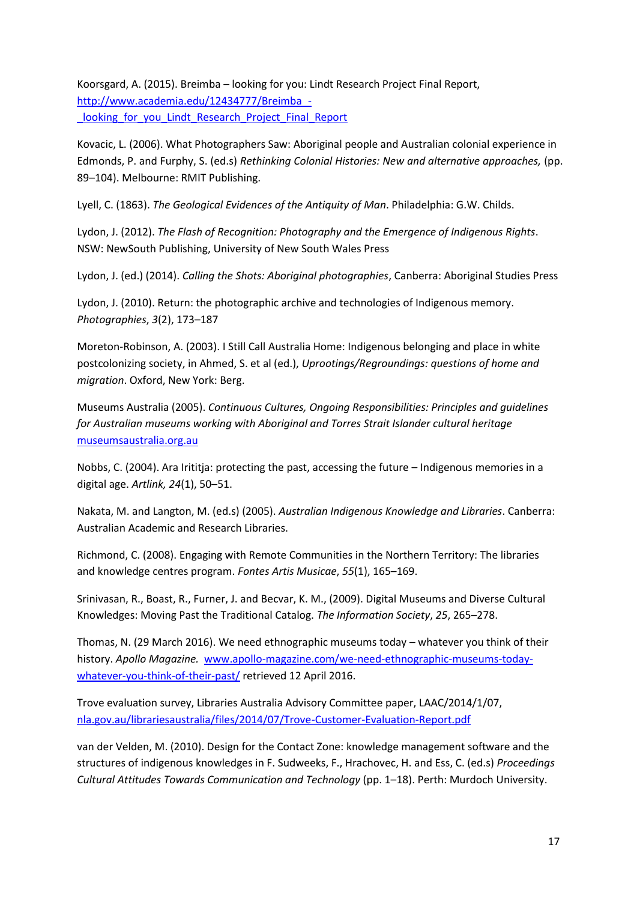Koorsgard, A. (2015). Breimba – looking for you: Lindt Research Project Final Report, http://www.academia.edu/12434777/Breimba_-_looking_for_you_Lindt_Research_Project_Final_Report

Kovacic, L. (2006). What Photographers Saw: Aboriginal people and Australian colonial experience in Edmonds, P. and Furphy, S. (ed.s) *Rethinking Colonial Histories: New and alternative approaches,* (pp. 89–104). Melbourne: RMIT Publishing.

Lyell, C. (1863). *The Geological Evidences of the Antiquity of Man*. Philadelphia: G.W. Childs.

Lydon, J. (2012). *The Flash of Recognition: Photography and the Emergence of Indigenous Rights*. NSW: NewSouth Publishing, University of New South Wales Press

Lydon, J. (ed.) (2014). *Calling the Shots: Aboriginal photographies*, Canberra: Aboriginal Studies Press

Lydon, J. (2010). Return: the photographic archive and technologies of Indigenous memory. *Photographies*, *3*(2), 173–187

Moreton-Robinson, A. (2003). I Still Call Australia Home: Indigenous belonging and place in white postcolonizing society, in Ahmed, S. et al (ed.), *Uprootings/Regroundings: questions of home and migration*. Oxford, New York: Berg.

Museums Australia (2005). *Continuous Cultures, Ongoing Responsibilities: Principles and guidelines for Australian museums working with Aboriginal and Torres Strait Islander cultural heritage* museumsaustralia.org.au

Nobbs, C. (2004). Ara Irititja: protecting the past, accessing the future – Indigenous memories in a digital age. *Artlink, 24*(1), 50–51.

Nakata, M. and Langton, M. (ed.s) (2005). *Australian Indigenous Knowledge and Libraries*. Canberra: Australian Academic and Research Libraries.

Richmond, C. (2008). Engaging with Remote Communities in the Northern Territory: The libraries and knowledge centres program. *Fontes Artis Musicae*, *55*(1), 165–169.

Srinivasan, R., Boast, R., Furner, J. and Becvar, K. M., (2009). Digital Museums and Diverse Cultural Knowledges: Moving Past the Traditional Catalog. *The Information Society*, *25*, 265–278.

Thomas, N. (29 March 2016). We need ethnographic museums today – whatever you think of their history. *Apollo Magazine.* www.apollo-magazine.com/we-need-ethnographic-museums-today-whatever-you-think-of-their-past/ retrieved 12 April 2016.

Trove evaluation survey, Libraries Australia Advisory Committee paper, LAAC/2014/1/07, nla.gov.au/librariesaustralia/files/2014/07/Trove-Customer-Evaluation-Report.pdf

van der Velden, M. (2010). Design for the Contact Zone: knowledge management software and the structures of indigenous knowledges in F. Sudweeks, F., Hrachovec, H. and Ess, C. (ed.s) *Proceedings Cultural Attitudes Towards Communication and Technology* (pp. 1–18). Perth: Murdoch University.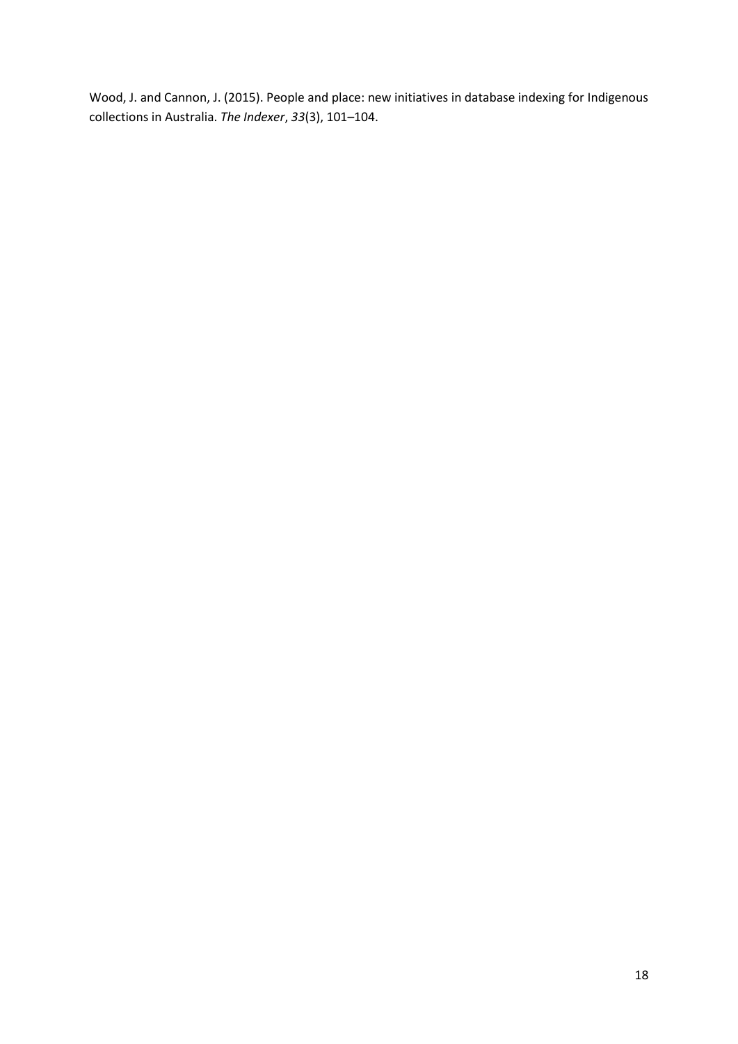Wood, J. and Cannon, J. (2015). People and place: new initiatives in database indexing for Indigenous collections in Australia. *The Indexer*, *33*(3), 101–104.